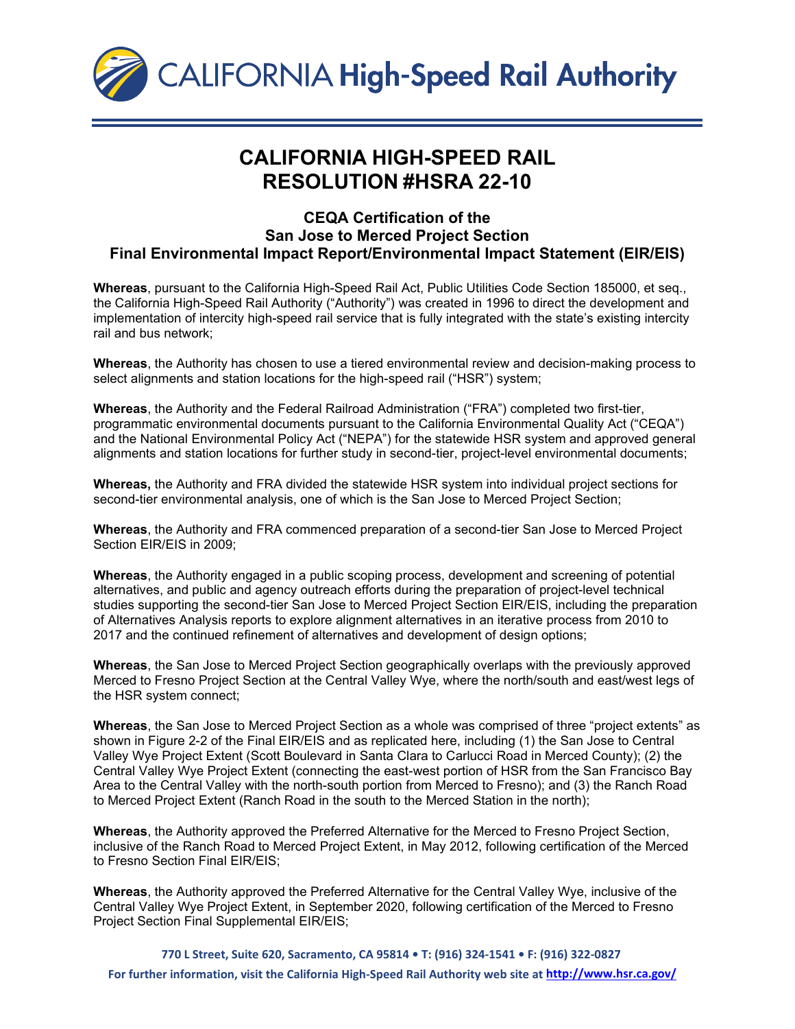# CALIFORNIA HIGH-SPEED RAIL RESOLUTION #HSRA 22-10

## CEQA Certification of the San Jose to Merced Project Section Final Environmental Impact Report/Environmental Impact Statement (EIR/EIS)

**Whereas**, pursuant to the California High-Speed Rail Act, Public Utilities Code Section 185000, et seq., the California High-Speed Rail Authority ("Authority") was created in 1996 to direct the development and implementation of intercity high-speed rail service that is fully integrated with the state's existing intercity rail and bus network;

**Whereas**, the Authority has chosen to use a tiered environmental review and decision-making process to select alignments and station locations for the high-speed rail ("HSR") system;

**Whereas**, the Authority and the Federal Railroad Administration ("FRA") completed two first-tier, programmatic environmental documents pursuant to the California Environmental Quality Act ("CEQA") and the National Environmental Policy Act ("NEPA") for the statewide HSR system and approved general alignments and station locations for further study in second-tier, project-level environmental documents;

**Whereas,** the Authority and FRA divided the statewide HSR system into individual project sections for second-tier environmental analysis, one of which is the San Jose to Merced Project Section;

**Whereas**, the Authority and FRA commenced preparation of a second-tier San Jose to Merced Project Section EIR/EIS in 2009;

**Whereas**, the Authority engaged in a public scoping process, development and screening of potential alternatives, and public and agency outreach efforts during the preparation of project-level technical studies supporting the second-tier San Jose to Merced Project Section EIR/EIS, including the preparation of Alternatives Analysis reports to explore alignment alternatives in an iterative process from 2010 to 2017 and the continued refinement of alternatives and development of design options;

**Whereas**, the San Jose to Merced Project Section geographically overlaps with the previously approved Merced to Fresno Project Section at the Central Valley Wye, where the north/south and east/west legs of the HSR system connect;

**Whereas**, the San Jose to Merced Project Section as a whole was comprised of three "project extents" as shown in Figure 2-2 of the Final EIR/EIS and as replicated here, including (1) the San Jose to Central Valley Wye Project Extent (Scott Boulevard in Santa Clara to Carlucci Road in Merced County); (2) the Central Valley Wye Project Extent (connecting the east-west portion of HSR from the San Francisco Bay Area to the Central Valley with the north-south portion from Merced to Fresno); and (3) the Ranch Road to Merced Project Extent (Ranch Road in the south to the Merced Station in the north);

**Whereas**, the Authority approved the Preferred Alternative for the Merced to Fresno Project Section, inclusive of the Ranch Road to Merced Project Extent, in May 2012, following certification of the Merced to Fresno Section Final EIR/EIS;

**Whereas**, the Authority approved the Preferred Alternative for the Central Valley Wye, inclusive of the Central Valley Wye Project Extent, in September 2020, following certification of the Merced to Fresno Project Section Final Supplemental EIR/EIS;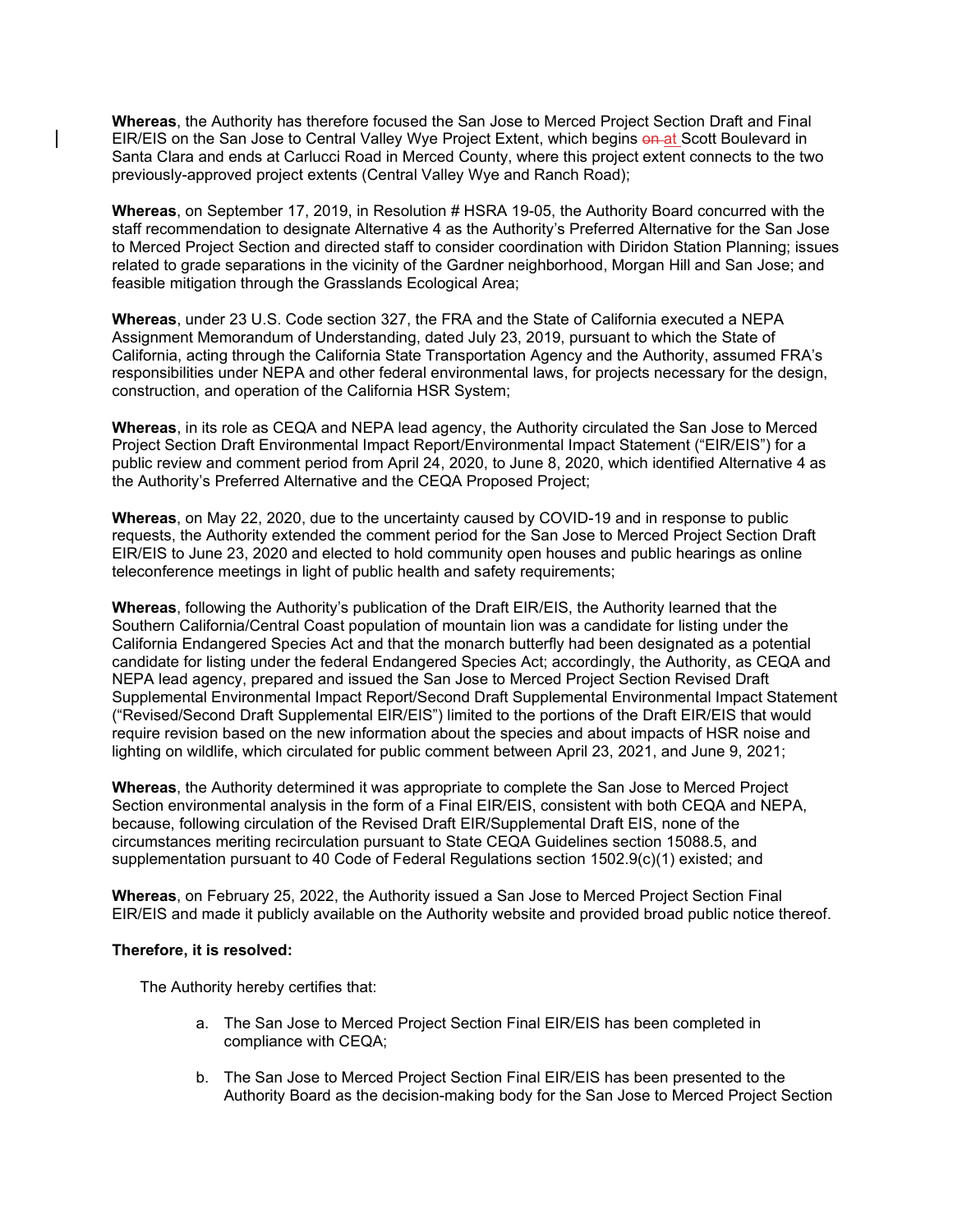**Whereas**, the Authority has therefore focused the San Jose to Merced Project Section Draft and Final EIR/EIS on the San Jose to Central Valley Wye Project Extent, which begins ~~on~~ at Scott Boulevard in Santa Clara and ends at Carlucci Road in Merced County, where this project extent connects to the two previously-approved project extents (Central Valley Wye and Ranch Road);

**Whereas**, on September 17, 2019, in Resolution # HSRA 19-05, the Authority Board concurred with the staff recommendation to designate Alternative 4 as the Authority's Preferred Alternative for the San Jose to Merced Project Section and directed staff to consider coordination with Diridon Station Planning; issues related to grade separations in the vicinity of the Gardner neighborhood, Morgan Hill and San Jose; and feasible mitigation through the Grasslands Ecological Area;

**Whereas**, under 23 U.S. Code section 327, the FRA and the State of California executed a NEPA Assignment Memorandum of Understanding, dated July 23, 2019, pursuant to which the State of California, acting through the California State Transportation Agency and the Authority, assumed FRA's responsibilities under NEPA and other federal environmental laws, for projects necessary for the design, construction, and operation of the California HSR System;

**Whereas**, in its role as CEQA and NEPA lead agency, the Authority circulated the San Jose to Merced Project Section Draft Environmental Impact Report/Environmental Impact Statement ("EIR/EIS") for a public review and comment period from April 24, 2020, to June 8, 2020, which identified Alternative 4 as the Authority's Preferred Alternative and the CEQA Proposed Project;

**Whereas**, on May 22, 2020, due to the uncertainty caused by COVID-19 and in response to public requests, the Authority extended the comment period for the San Jose to Merced Project Section Draft EIR/EIS to June 23, 2020 and elected to hold community open houses and public hearings as online teleconference meetings in light of public health and safety requirements;

**Whereas**, following the Authority's publication of the Draft EIR/EIS, the Authority learned that the Southern California/Central Coast population of mountain lion was a candidate for listing under the California Endangered Species Act and that the monarch butterfly had been designated as a potential candidate for listing under the federal Endangered Species Act; accordingly, the Authority, as CEQA and NEPA lead agency, prepared and issued the San Jose to Merced Project Section Revised Draft Supplemental Environmental Impact Report/Second Draft Supplemental Environmental Impact Statement ("Revised/Second Draft Supplemental EIR/EIS") limited to the portions of the Draft EIR/EIS that would require revision based on the new information about the species and about impacts of HSR noise and lighting on wildlife, which circulated for public comment between April 23, 2021, and June 9, 2021;

**Whereas**, the Authority determined it was appropriate to complete the San Jose to Merced Project Section environmental analysis in the form of a Final EIR/EIS, consistent with both CEQA and NEPA, because, following circulation of the Revised Draft EIR/Supplemental Draft EIS, none of the circumstances meriting recirculation pursuant to State CEQA Guidelines section 15088.5, and supplementation pursuant to 40 Code of Federal Regulations section 1502.9(c)(1) existed; and

**Whereas**, on February 25, 2022, the Authority issued a San Jose to Merced Project Section Final EIR/EIS and made it publicly available on the Authority website and provided broad public notice thereof.

**Therefore, it is resolved:**

The Authority hereby certifies that:

a. The San Jose to Merced Project Section Final EIR/EIS has been completed in compliance with CEQA;

b. The San Jose to Merced Project Section Final EIR/EIS has been presented to the Authority Board as the decision-making body for the San Jose to Merced Project Section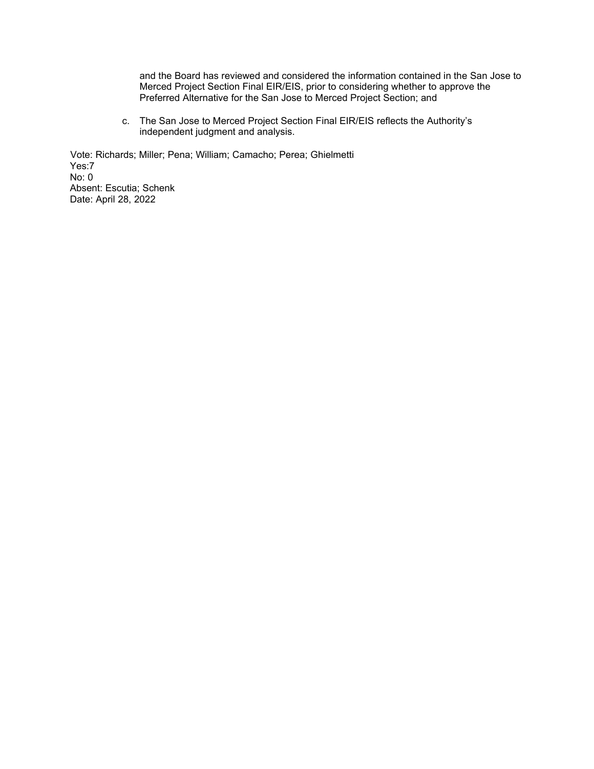and the Board has reviewed and considered the information contained in the San Jose to Merced Project Section Final EIR/EIS, prior to considering whether to approve the Preferred Alternative for the San Jose to Merced Project Section; and

c. The San Jose to Merced Project Section Final EIR/EIS reflects the Authority's independent judgment and analysis.

Vote: Richards; Miller; Pena; William; Camacho; Perea; Ghielmetti
Yes:7
No: 0
Absent: Escutia; Schenk
Date: April 28, 2022